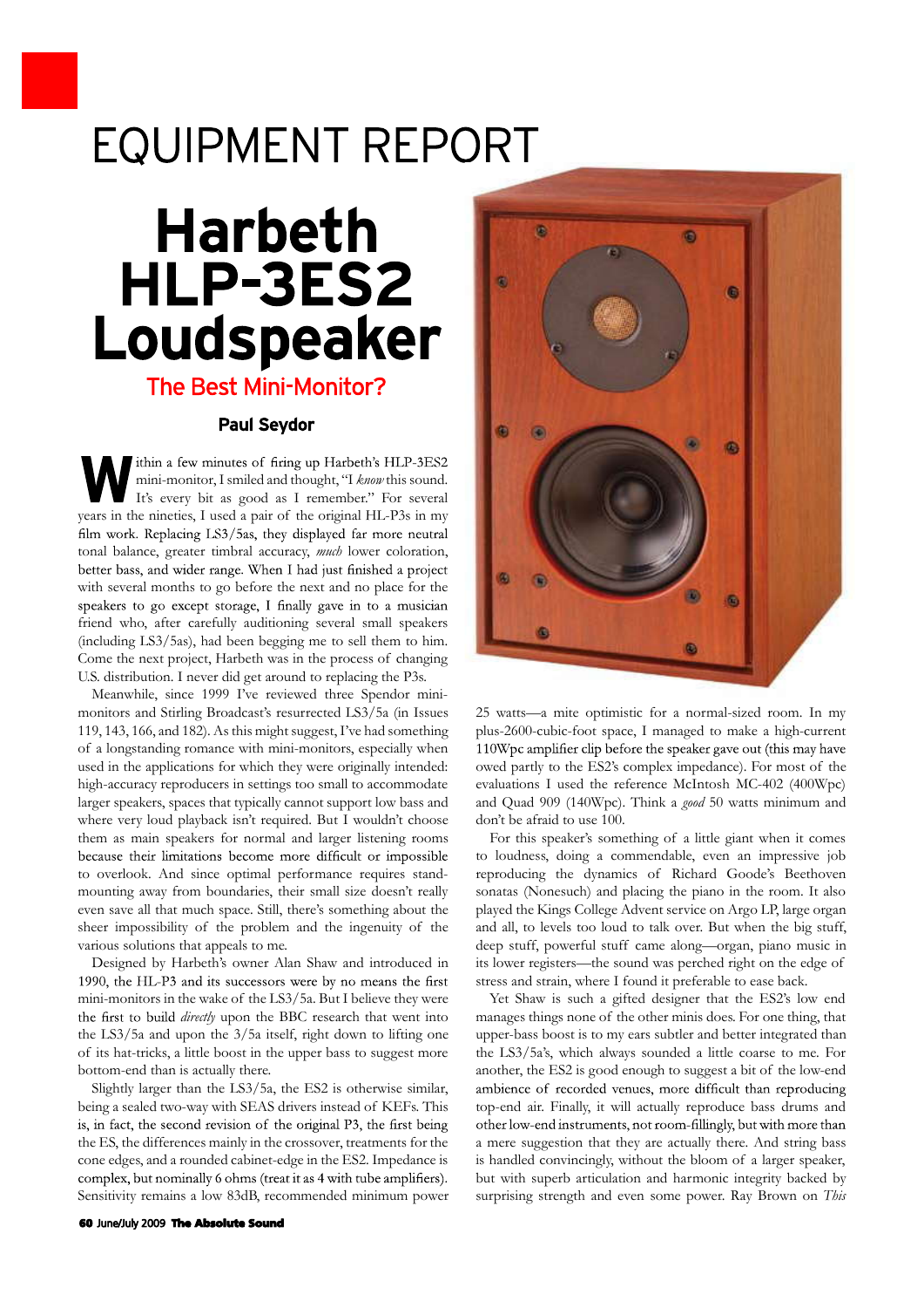# EQUIPMENT REPORT

# Harbeth HLP-3ES2 Loudspeaker

## The Best Mini-Monitor?

**Paul Seydor**

Within a few minutes of firing up Harbeth's HLP-3ES2 mini-monitor, I smiled and thought, "I *know* this sound. It's every bit as good as I remember." For several years in the nineties, I used a pair of the original HL-P3s in my film work. Replacing LS3/5as, they displayed far more neutral tonal balance, greater timbral accuracy, *much* lower coloration, better bass, and wider range. When I had just finished a project with several months to go before the next and no place for the speakers to go except storage, I finally gave in to a musician friend who, after carefully auditioning several small speakers (including LS3/5as), had been begging me to sell them to him. Come the next project, Harbeth was in the process of changing U.S. distribution. I never did get around to replacing the P3s.

Meanwhile, since 1999 I've reviewed three Spendor mini-monitors and Stirling Broadcast's resurrected LS3/5a (in Issues 119, 143, 166, and 182). As this might suggest, I've had something of a longstanding romance with mini-monitors, especially when used in the applications for which they were originally intended: high-accuracy reproducers in settings too small to accommodate larger speakers, spaces that typically cannot support low bass and where very loud playback isn't required. But I wouldn't choose them as main speakers for normal and larger listening rooms because their limitations become more difficult or impossible to overlook. And since optimal performance requires stand-mounting away from boundaries, their small size doesn't really even save all that much space. Still, there's something about the sheer impossibility of the problem and the ingenuity of the various solutions that appeals to me.

Designed by Harbeth's owner Alan Shaw and introduced in 1990, the HL-P3 and its successors were by no means the first mini-monitors in the wake of the LS3/5a. But I believe they were the first to build *directly* upon the BBC research that went into the LS3/5a and upon the 3/5a itself, right down to lifting one of its hat-tricks, a little boost in the upper bass to suggest more bottom-end than is actually there.

Slightly larger than the LS3/5a, the ES2 is otherwise similar, being a sealed two-way with SEAS drivers instead of KEFs. This is, in fact, the second revision of the original P3, the first being the ES, the differences mainly in the crossover, treatments for the cone edges, and a rounded cabinet-edge in the ES2. Impedance is complex, but nominally 6 ohms (treat it as 4 with tube amplifiers). Sensitivity remains a low 83dB, recommended minimum power 25 watts—a mite optimistic for a normal-sized room. In my plus-2600-cubic-foot space, I managed to make a high-current 110Wpc amplifier clip before the speaker gave out (this may have owed partly to the ES2's complex impedance). For most of the evaluations I used the reference McIntosh MC-402 (400Wpc) and Quad 909 (140Wpc). Think a *good* 50 watts minimum and don't be afraid to use 100.

For this speaker's something of a little giant when it comes to loudness, doing a commendable, even an impressive job reproducing the dynamics of Richard Goode's Beethoven sonatas (Nonesuch) and placing the piano in the room. It also played the Kings College Advent service on Argo LP, large organ and all, to levels too loud to talk over. But when the big stuff, deep stuff, powerful stuff came along—organ, piano music in its lower registers—the sound was perched right on the edge of stress and strain, where I found it preferable to ease back.

Yet Shaw is such a gifted designer that the ES2's low end manages things none of the other minis does. For one thing, that upper-bass boost is to my ears subtler and better integrated than the LS3/5a's, which always sounded a little coarse to me. For another, the ES2 is good enough to suggest a bit of the low-end ambience of recorded venues, more difficult than reproducing top-end air. Finally, it will actually reproduce bass drums and other low-end instruments, not room-fillingly, but with more than a mere suggestion that they are actually there. And string bass is handled convincingly, without the bloom of a larger speaker, but with superb articulation and harmonic integrity backed by surprising strength and even some power. Ray Brown on *This*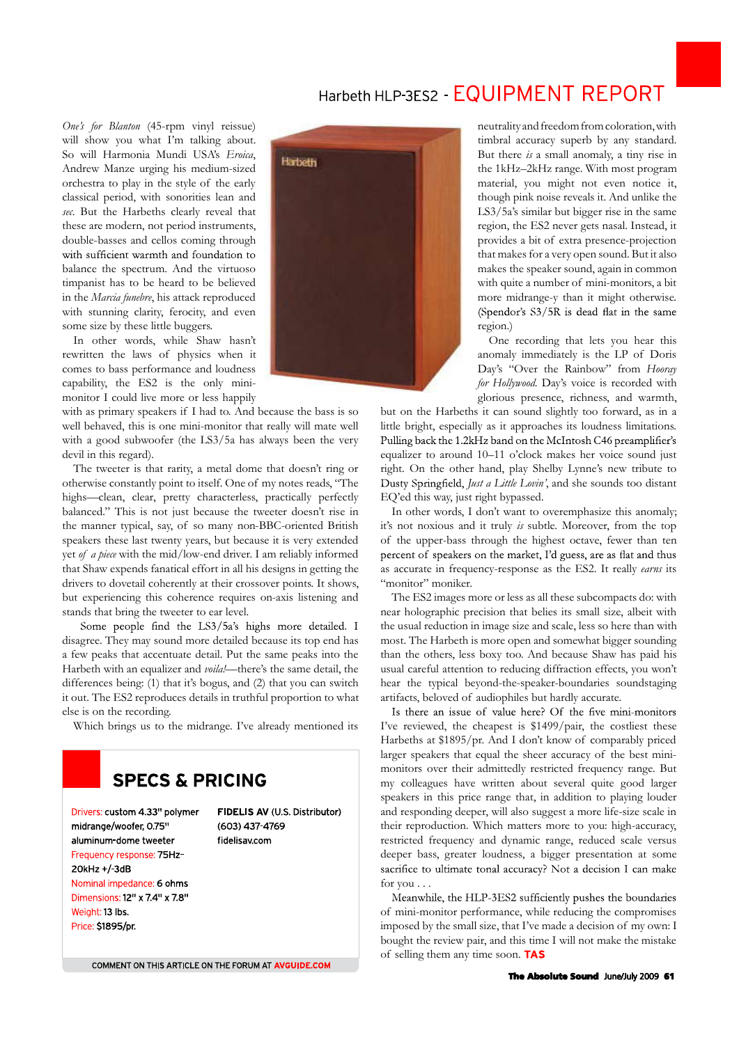*One's for Blanton* (45-rpm vinyl reissue) will show you what I'm talking about. So will Harmonia Mundi USA's *Eroica*, Andrew Manze urging his medium-sized orchestra to play in the style of the early classical period, with sonorities lean and *sec*. But the Harbeths clearly reveal that these are modern, not period instruments, double-basses and cellos coming through with sufficient warmth and foundation to balance the spectrum. And the virtuoso timpanist has to be heard to be believed in the *Marcia funebre*, his attack reproduced with stunning clarity, ferocity, and even some size by these little buggers.

In other words, while Shaw hasn't rewritten the laws of physics when it comes to bass performance and loudness capability, the ES2 is the only mini-monitor I could live more or less happily with as primary speakers if I had to. And because the bass is so well behaved, this is one mini-monitor that really will mate well with a good subwoofer (the LS3/5a has always been the very devil in this regard).

The tweeter is that rarity, a metal dome that doesn't ring or otherwise constantly point to itself. One of my notes reads, "The highs—clean, clear, pretty characterless, practically perfectly balanced." This is not just because the tweeter doesn't rise in the manner typical, say, of so many non-BBC-oriented British speakers these last twenty years, but because it is very extended yet *of a piece* with the mid/low-end driver. I am reliably informed that Shaw expends fanatical effort in all his designs in getting the drivers to dovetail coherently at their crossover points. It shows, but experiencing this coherence requires on-axis listening and stands that bring the tweeter to ear level.

Some people find the LS3/5a's highs more detailed. I disagree. They may sound more detailed because its top end has a few peaks that accentuate detail. Put the same peaks into the Harbeth with an equalizer and *voila!*—there's the same detail, the differences being: (1) that it's bogus, and (2) that you can switch it out. The ES2 reproduces details in truthful proportion to what else is on the recording.

Which brings us to the midrange. I've already mentioned its neutrality and freedom from coloration, with timbral accuracy superb by any standard. But there *is* a small anomaly, a tiny rise in the 1kHz–2kHz range. With most program material, you might not even notice it, though pink noise reveals it. And unlike the LS3/5a's similar but bigger rise in the same region, the ES2 never gets nasal. Instead, it provides a bit of extra presence-projection that makes for a very open sound. But it also makes the speaker sound, again in common with quite a number of mini-monitors, a bit more midrange-y than it might otherwise. (Spendor's S3/5R is dead flat in the same region.)

One recording that lets you hear this anomaly immediately is the LP of Doris Day's "Over the Rainbow" from *Hooray for Hollywood*. Day's voice is recorded with glorious presence, richness, and warmth, but on the Harbeths it can sound slightly too forward, as in a little bright, especially as it approaches its loudness limitations. Pulling back the 1.2kHz band on the McIntosh C46 preamplifier's equalizer to around 10–11 o'clock makes her voice sound just right. On the other hand, play Shelby Lynne's new tribute to Dusty Springfield, *Just a Little Lovin'*, and she sounds too distant EQ'ed this way, just right bypassed.

In other words, I don't want to overemphasize this anomaly; it's not noxious and it truly *is* subtle. Moreover, from the top of the upper-bass through the highest octave, fewer than ten percent of speakers on the market, I'd guess, are as flat and thus as accurate in frequency-response as the ES2. It really *earns* its "monitor" moniker.

The ES2 images more or less as all these subcompacts do: with near holographic precision that belies its small size, albeit with the usual reduction in image size and scale, less so here than with most. The Harbeth is more open and somewhat bigger sounding than the others, less boxy too. And because Shaw has paid his usual careful attention to reducing diffraction effects, you won't hear the typical beyond-the-speaker-boundaries soundstaging artifacts, beloved of audiophiles but hardly accurate.

Is there an issue of value here? Of the five mini-monitors I've reviewed, the cheapest is $1499/pair, the costliest these Harbeths at $1895/pr. And I don't know of comparably priced larger speakers that equal the sheer accuracy of the best mini-monitors over their admittedly restricted frequency range. But my colleagues have written about several quite good larger speakers in this price range that, in addition to playing louder and responding deeper, will also suggest a more life-size scale in their reproduction. Which matters more to you: high-accuracy, restricted frequency and dynamic range, reduced scale versus deeper bass, greater loudness, a bigger presentation at some sacrifice to ultimate tonal accuracy? Not a decision I can make for you . . .

Meanwhile, the HLP-3ES2 sufficiently pushes the boundaries of mini-monitor performance, while reducing the compromises imposed by the small size, that I've made a decision of my own: I bought the review pair, and this time I will not make the mistake of selling them any time soon. **TAS**

## SPECS & PRICING

Drivers: custom 4.33" polymer midrange/woofer, 0.75" aluminum-dome tweeter
Frequency response: 75Hz–20kHz +/-3dB
Nominal impedance: 6 ohms
Dimensions: 12" x 7.4" x 7.8"
Weight: 13 lbs.
Price: $1895/pr.

**FIDELIS AV (U.S. Distributor)**
(603) 437-4769
fidelisav.com

COMMENT ON THIS ARTICLE ON THE FORUM AT AVGUIDE.COM